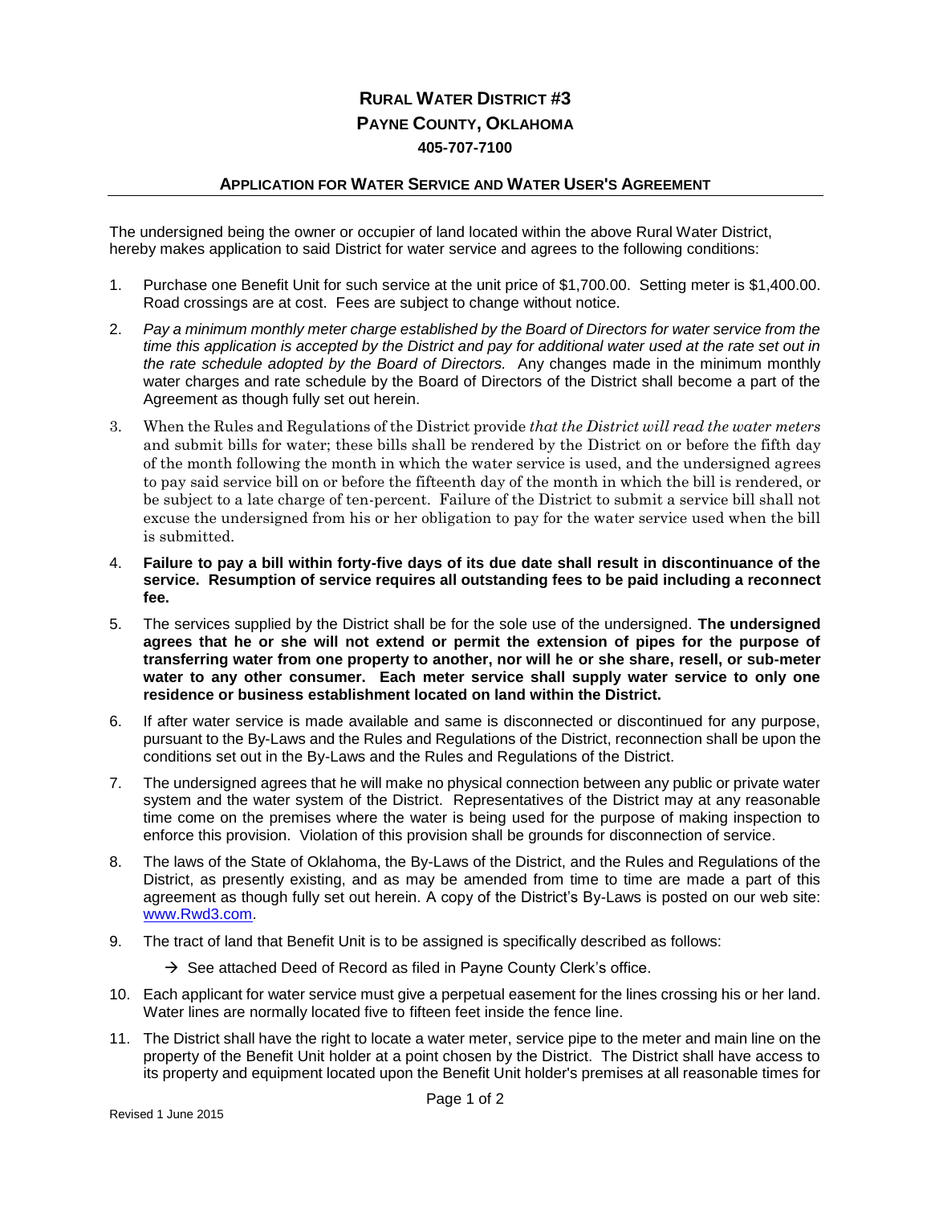# RURAL WATER DISTRICT #3
# PAYNE COUNTY, OKLAHOMA
**405-707-7100**

## APPLICATION FOR WATER SERVICE AND WATER USER'S AGREEMENT

The undersigned being the owner or occupier of land located within the above Rural Water District, hereby makes application to said District for water service and agrees to the following conditions:

1. Purchase one Benefit Unit for such service at the unit price of $1,700.00. Setting meter is $1,400.00. Road crossings are at cost. Fees are subject to change without notice.
2. *Pay a minimum monthly meter charge established by the Board of Directors for water service from the time this application is accepted by the District and pay for additional water used at the rate set out in the rate schedule adopted by the Board of Directors.* Any changes made in the minimum monthly water charges and rate schedule by the Board of Directors of the District shall become a part of the Agreement as though fully set out herein.
3. When the Rules and Regulations of the District provide *that the District will read the water meters* and submit bills for water; these bills shall be rendered by the District on or before the fifth day of the month following the month in which the water service is used, and the undersigned agrees to pay said service bill on or before the fifteenth day of the month in which the bill is rendered, or be subject to a late charge of ten-percent. Failure of the District to submit a service bill shall not excuse the undersigned from his or her obligation to pay for the water service used when the bill is submitted.
4. **Failure to pay a bill within forty-five days of its due date shall result in discontinuance of the service. Resumption of service requires all outstanding fees to be paid including a reconnect fee.**
5. The services supplied by the District shall be for the sole use of the undersigned. **The undersigned agrees that he or she will not extend or permit the extension of pipes for the purpose of transferring water from one property to another, nor will he or she share, resell, or sub-meter water to any other consumer. Each meter service shall supply water service to only one residence or business establishment located on land within the District.**
6. If after water service is made available and same is disconnected or discontinued for any purpose, pursuant to the By-Laws and the Rules and Regulations of the District, reconnection shall be upon the conditions set out in the By-Laws and the Rules and Regulations of the District.
7. The undersigned agrees that he will make no physical connection between any public or private water system and the water system of the District. Representatives of the District may at any reasonable time come on the premises where the water is being used for the purpose of making inspection to enforce this provision. Violation of this provision shall be grounds for disconnection of service.
8. The laws of the State of Oklahoma, the By-Laws of the District, and the Rules and Regulations of the District, as presently existing, and as may be amended from time to time are made a part of this agreement as though fully set out herein. A copy of the District's By-Laws is posted on our web site: www.Rwd3.com.
9. The tract of land that Benefit Unit is to be assigned is specifically described as follows:

   → See attached Deed of Record as filed in Payne County Clerk's office.

10. Each applicant for water service must give a perpetual easement for the lines crossing his or her land. Water lines are normally located five to fifteen feet inside the fence line.
11. The District shall have the right to locate a water meter, service pipe to the meter and main line on the property of the Benefit Unit holder at a point chosen by the District. The District shall have access to its property and equipment located upon the Benefit Unit holder's premises at all reasonable times for

Revised 1 June 2015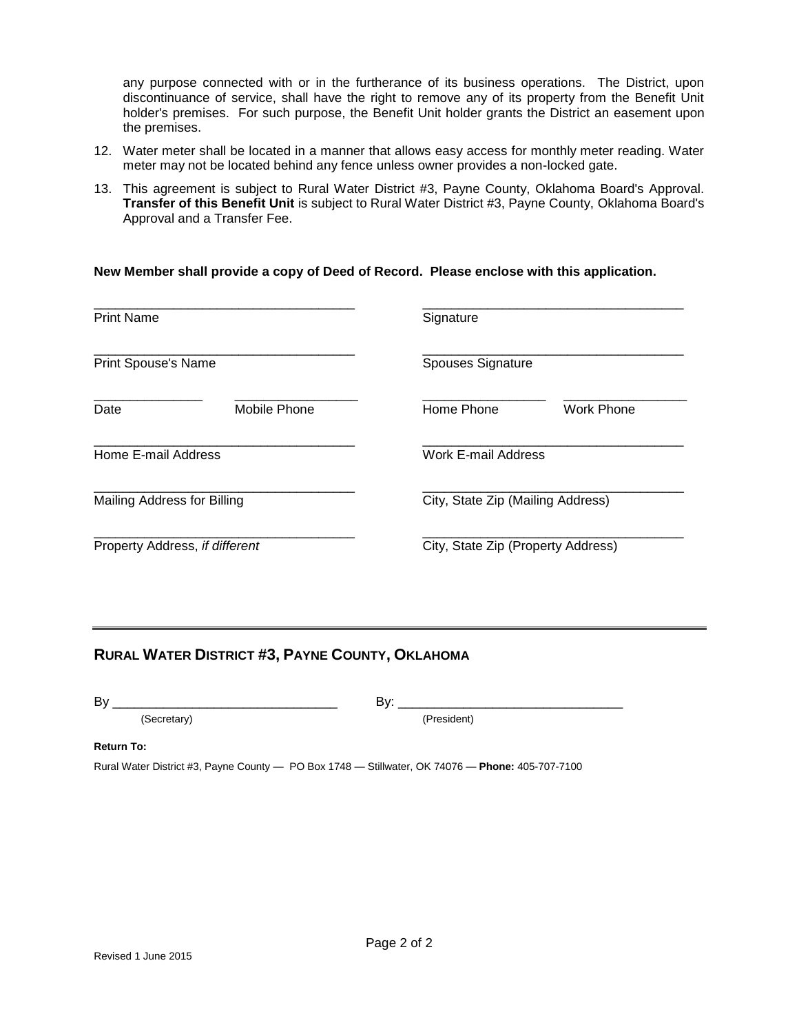any purpose connected with or in the furtherance of its business operations. The District, upon discontinuance of service, shall have the right to remove any of its property from the Benefit Unit holder's premises. For such purpose, the Benefit Unit holder grants the District an easement upon the premises.

12. Water meter shall be located in a manner that allows easy access for monthly meter reading. Water meter may not be located behind any fence unless owner provides a non-locked gate.
13. This agreement is subject to Rural Water District #3, Payne County, Oklahoma Board's Approval. **Transfer of this Benefit Unit** is subject to Rural Water District #3, Payne County, Oklahoma Board's Approval and a Transfer Fee.

**New Member shall provide a copy of Deed of Record. Please enclose with this application.**

| | |
|---|---|
| ______________________________ | ______________________________ |
| Print Name | Signature |
| ______________________________ | ______________________________ |
| Print Spouse's Name | Spouses Signature |
| ____________ ____________ | ____________ ____________ |
| Date Mobile Phone | Home Phone Work Phone |
| ______________________________ | ______________________________ |
| Home E-mail Address | Work E-mail Address |
| ______________________________ | ______________________________ |
| Mailing Address for Billing | City, State Zip (Mailing Address) |
| ______________________________ | ______________________________ |
| Property Address, *if different* | City, State Zip (Property Address) |

---

## RURAL WATER DISTRICT #3, PAYNE COUNTY, OKLAHOMA

By ______________________________ By: ______________________________

(Secretary) (President)

**Return To:**

Rural Water District #3, Payne County — PO Box 1748 — Stillwater, OK 74076 — **Phone:** 405-707-7100

Revised 1 June 2015